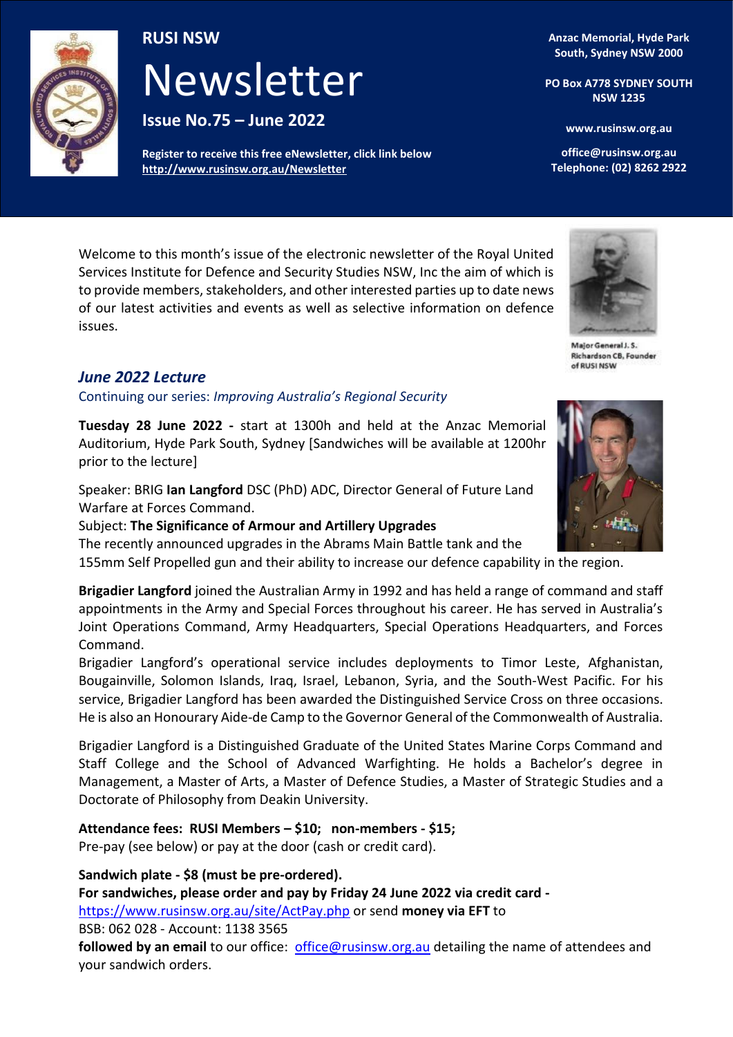# RUSI NSW

# Newsletter

**Issue No.75 – June 2022**

**Register to receive this free eNewsletter, click link below**
**http://www.rusinsw.org.au/Newsletter**

**Anzac Memorial, Hyde Park South, Sydney NSW 2000**

**PO Box A778 SYDNEY SOUTH NSW 1235**

**www.rusinsw.org.au**

**office@rusinsw.org.au**
**Telephone: (02) 8262 2922**

Welcome to this month's issue of the electronic newsletter of the Royal United Services Institute for Defence and Security Studies NSW, Inc the aim of which is to provide members, stakeholders, and other interested parties up to date news of our latest activities and events as well as selective information on defence issues.

Major General J. S. Richardson CB, Founder of RUSI NSW

## *June 2022 Lecture*

Continuing our series: *Improving Australia's Regional Security*

**Tuesday 28 June 2022 -** start at 1300h and held at the Anzac Memorial Auditorium, Hyde Park South, Sydney [Sandwiches will be available at 1200hr prior to the lecture]

Speaker: BRIG **Ian Langford** DSC (PhD) ADC, Director General of Future Land Warfare at Forces Command.
Subject: **The Significance of Armour and Artillery Upgrades**
The recently announced upgrades in the Abrams Main Battle tank and the 155mm Self Propelled gun and their ability to increase our defence capability in the region.

**Brigadier Langford** joined the Australian Army in 1992 and has held a range of command and staff appointments in the Army and Special Forces throughout his career. He has served in Australia's Joint Operations Command, Army Headquarters, Special Operations Headquarters, and Forces Command.
Brigadier Langford's operational service includes deployments to Timor Leste, Afghanistan, Bougainville, Solomon Islands, Iraq, Israel, Lebanon, Syria, and the South-West Pacific. For his service, Brigadier Langford has been awarded the Distinguished Service Cross on three occasions. He is also an Honourary Aide-de Camp to the Governor General of the Commonwealth of Australia.

Brigadier Langford is a Distinguished Graduate of the United States Marine Corps Command and Staff College and the School of Advanced Warfighting. He holds a Bachelor's degree in Management, a Master of Arts, a Master of Defence Studies, a Master of Strategic Studies and a Doctorate of Philosophy from Deakin University.

**Attendance fees: RUSI Members – $10; non-members - $15;**
Pre-pay (see below) or pay at the door (cash or credit card).

**Sandwich plate - $8 (must be pre-ordered).**
**For sandwiches, please order and pay by Friday 24 June 2022 via credit card -**
https://www.rusinsw.org.au/site/ActPay.php or send **money via EFT** to
BSB: 062 028 - Account: 1138 3565
**followed by an email** to our office: office@rusinsw.org.au detailing the name of attendees and your sandwich orders.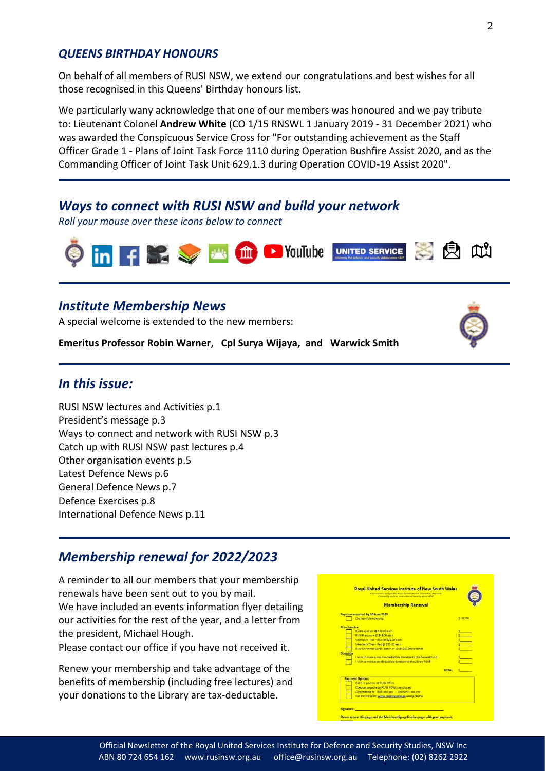### *QUEENS BIRTHDAY HONOURS*

On behalf of all members of RUSI NSW, we extend our congratulations and best wishes for all those recognised in this Queens' Birthday honours list.

We particularly wany acknowledge that one of our members was honoured and we pay tribute to: Lieutenant Colonel **Andrew White** (CO 1/15 RNSWL 1 January 2019 - 31 December 2021) who was awarded the Conspicuous Service Cross for "For outstanding achievement as the Staff Officer Grade 1 - Plans of Joint Task Force 1110 during Operation Bushfire Assist 2020, and as the Commanding Officer of Joint Task Unit 629.1.3 during Operation COVID-19 Assist 2020".

## *Ways to connect with RUSI NSW and build your network*

*Roll your mouse over these icons below to connect*

## *Institute Membership News*

A special welcome is extended to the new members:

**Emeritus Professor Robin Warner, Cpl Surya Wijaya, and Warwick Smith**

## *In this issue:*

RUSI NSW lectures and Activities p.1
President's message p.3
Ways to connect and network with RUSI NSW p.3
Catch up with RUSI NSW past lectures p.4
Other organisation events p.5
Latest Defence News p.6
General Defence News p.7
Defence Exercises p.8
International Defence News p.11

## *Membership renewal for 2022/2023*

A reminder to all our members that your membership renewals have been sent out to you by mail.
We have included an events information flyer detailing our activities for the rest of the year, and a letter from the president, Michael Hough.
Please contact our office if you have not received it.

Renew your membership and take advantage of the benefits of membership (including free lectures) and your donations to the Library are tax-deductable.

Official Newsletter of the Royal United Services Institute for Defence and Security Studies, NSW Inc
ABN 80 724 654 162 www.rusinsw.org.au office@rusinsw.org.au Telephone: (02) 8262 2922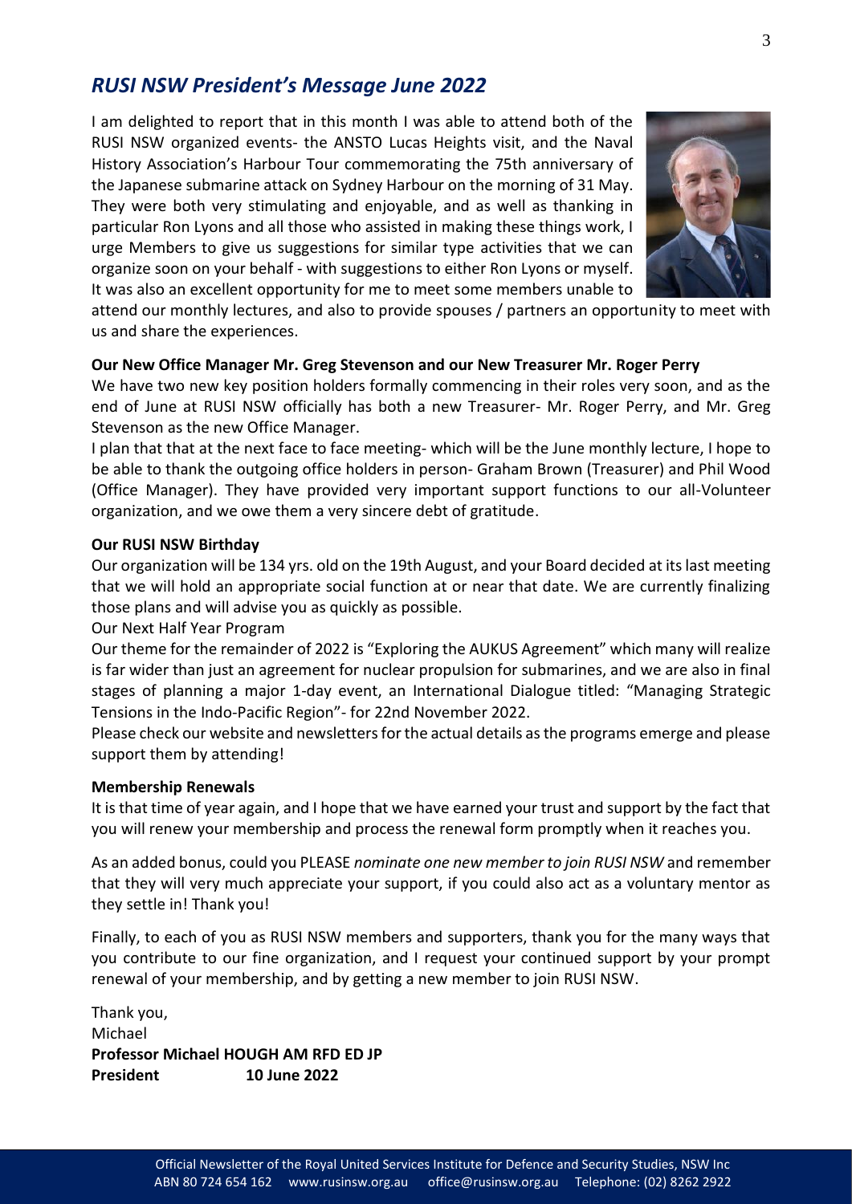## *RUSI NSW President's Message June 2022*

I am delighted to report that in this month I was able to attend both of the RUSI NSW organized events- the ANSTO Lucas Heights visit, and the Naval History Association's Harbour Tour commemorating the 75th anniversary of the Japanese submarine attack on Sydney Harbour on the morning of 31 May. They were both very stimulating and enjoyable, and as well as thanking in particular Ron Lyons and all those who assisted in making these things work, I urge Members to give us suggestions for similar type activities that we can organize soon on your behalf - with suggestions to either Ron Lyons or myself. It was also an excellent opportunity for me to meet some members unable to attend our monthly lectures, and also to provide spouses / partners an opportunity to meet with us and share the experiences.

**Our New Office Manager Mr. Greg Stevenson and our New Treasurer Mr. Roger Perry**

We have two new key position holders formally commencing in their roles very soon, and as the end of June at RUSI NSW officially has both a new Treasurer- Mr. Roger Perry, and Mr. Greg Stevenson as the new Office Manager.

I plan that that at the next face to face meeting- which will be the June monthly lecture, I hope to be able to thank the outgoing office holders in person- Graham Brown (Treasurer) and Phil Wood (Office Manager). They have provided very important support functions to our all-Volunteer organization, and we owe them a very sincere debt of gratitude.

**Our RUSI NSW Birthday**

Our organization will be 134 yrs. old on the 19th August, and your Board decided at its last meeting that we will hold an appropriate social function at or near that date. We are currently finalizing those plans and will advise you as quickly as possible.

Our Next Half Year Program

Our theme for the remainder of 2022 is "Exploring the AUKUS Agreement" which many will realize is far wider than just an agreement for nuclear propulsion for submarines, and we are also in final stages of planning a major 1-day event, an International Dialogue titled: "Managing Strategic Tensions in the Indo-Pacific Region"- for 22nd November 2022.

Please check our website and newsletters for the actual details as the programs emerge and please support them by attending!

**Membership Renewals**

It is that time of year again, and I hope that we have earned your trust and support by the fact that you will renew your membership and process the renewal form promptly when it reaches you.

As an added bonus, could you PLEASE *nominate one new member to join RUSI NSW* and remember that they will very much appreciate your support, if you could also act as a voluntary mentor as they settle in! Thank you!

Finally, to each of you as RUSI NSW members and supporters, thank you for the many ways that you contribute to our fine organization, and I request your continued support by your prompt renewal of your membership, and by getting a new member to join RUSI NSW.

Thank you,
Michael
**Professor Michael HOUGH AM RFD ED JP**
**President 10 June 2022**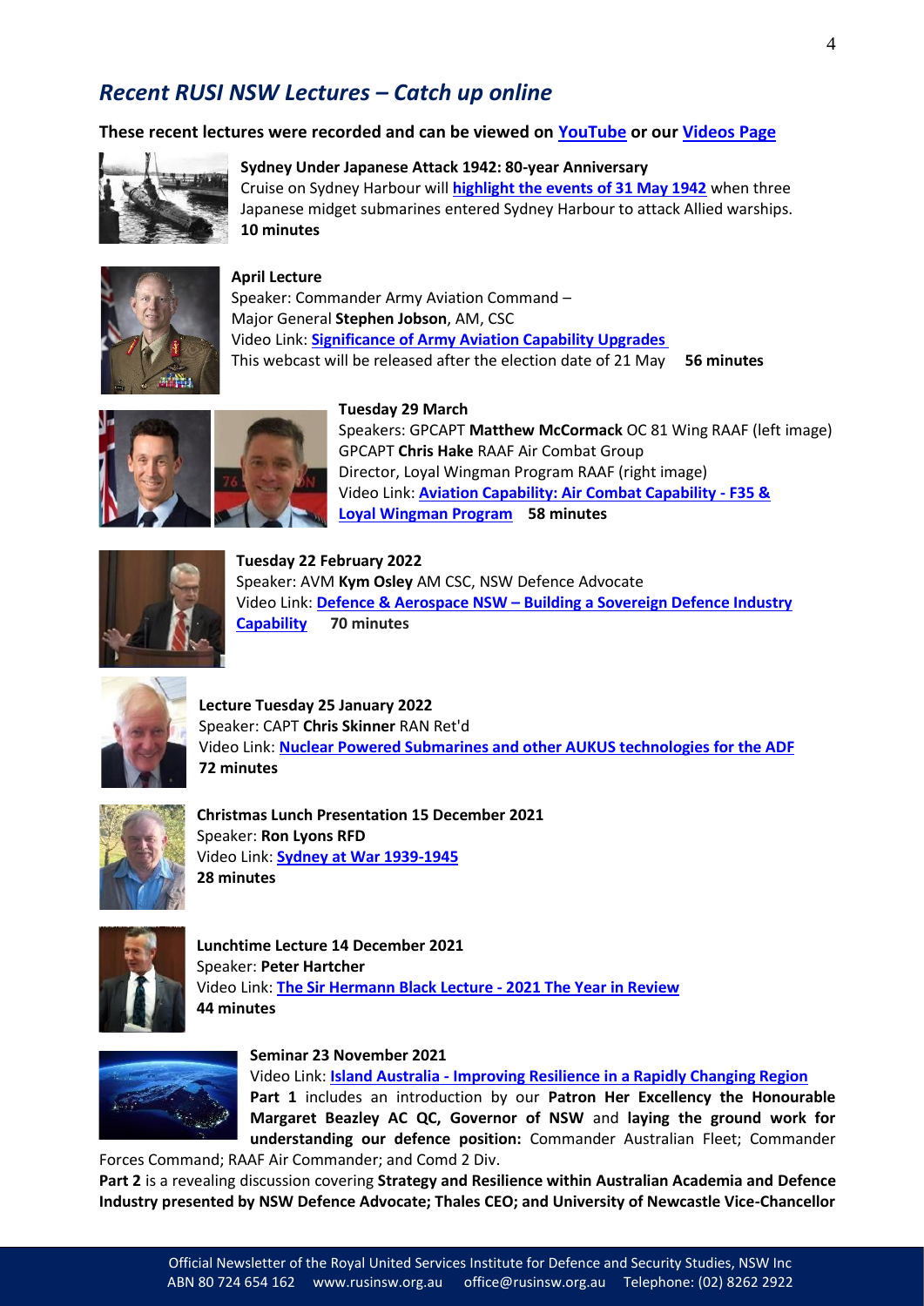## *Recent RUSI NSW Lectures – Catch up online*

**These recent lectures were recorded and can be viewed on YouTube or our Videos Page**

**Sydney Under Japanese Attack 1942: 80-year Anniversary**
Cruise on Sydney Harbour will **highlight the events of 31 May 1942** when three Japanese midget submarines entered Sydney Harbour to attack Allied warships.
**10 minutes**

**April Lecture**
Speaker: Commander Army Aviation Command – Major General **Stephen Jobson**, AM, CSC
Video Link: **Significance of Army Aviation Capability Upgrades**
This webcast will be released after the election date of 21 May **56 minutes**

**Tuesday 29 March**
Speakers: GPCAPT **Matthew McCormack** OC 81 Wing RAAF (left image)
GPCAPT **Chris Hake** RAAF Air Combat Group
Director, Loyal Wingman Program RAAF (right image)
Video Link: **Aviation Capability: Air Combat Capability - F35 & Loyal Wingman Program** **58 minutes**

**Tuesday 22 February 2022**
Speaker: AVM **Kym Osley** AM CSC, NSW Defence Advocate
Video Link: **Defence & Aerospace NSW – Building a Sovereign Defence Industry Capability** **70 minutes**

**Lecture Tuesday 25 January 2022**
Speaker: CAPT **Chris Skinner** RAN Ret'd
Video Link: **Nuclear Powered Submarines and other AUKUS technologies for the ADF**
**72 minutes**

**Christmas Lunch Presentation 15 December 2021**
Speaker: **Ron Lyons RFD**
Video Link: **Sydney at War 1939-1945**
**28 minutes**

**Lunchtime Lecture 14 December 2021**
Speaker: **Peter Hartcher**
Video Link: **The Sir Hermann Black Lecture - 2021 The Year in Review**
**44 minutes**

**Seminar 23 November 2021**
Video Link: **Island Australia - Improving Resilience in a Rapidly Changing Region**
**Part 1** includes an introduction by our **Patron Her Excellency the Honourable Margaret Beazley AC QC, Governor of NSW** and **laying the ground work for understanding our defence position:** Commander Australian Fleet; Commander Forces Command; RAAF Air Commander; and Comd 2 Div.
**Part 2** is a revealing discussion covering **Strategy and Resilience within Australian Academia and Defence Industry presented by NSW Defence Advocate; Thales CEO; and University of Newcastle Vice-Chancellor**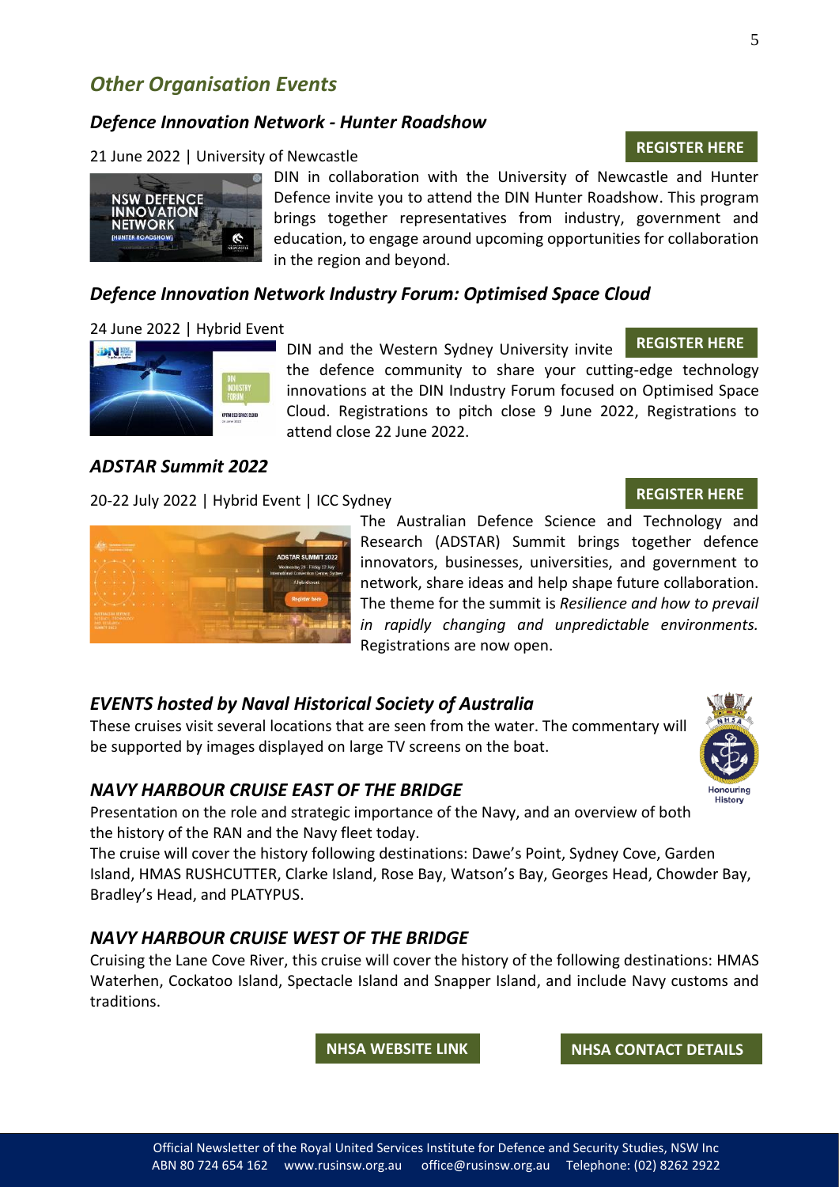## *Other Organisation Events*

### *Defence Innovation Network - Hunter Roadshow*

21 June 2022 | University of Newcastle

**REGISTER HERE**

DIN in collaboration with the University of Newcastle and Hunter Defence invite you to attend the DIN Hunter Roadshow. This program brings together representatives from industry, government and education, to engage around upcoming opportunities for collaboration in the region and beyond.

### *Defence Innovation Network Industry Forum: Optimised Space Cloud*

24 June 2022 | Hybrid Event

**REGISTER HERE**

DIN and the Western Sydney University invite the defence community to share your cutting-edge technology innovations at the DIN Industry Forum focused on Optimised Space Cloud. Registrations to pitch close 9 June 2022, Registrations to attend close 22 June 2022.

### *ADSTAR Summit 2022*

20-22 July 2022 | Hybrid Event | ICC Sydney

**REGISTER HERE**

The Australian Defence Science and Technology and Research (ADSTAR) Summit brings together defence innovators, businesses, universities, and government to network, share ideas and help shape future collaboration. The theme for the summit is *Resilience and how to prevail in rapidly changing and unpredictable environments.* Registrations are now open.

### *EVENTS hosted by Naval Historical Society of Australia*

These cruises visit several locations that are seen from the water. The commentary will be supported by images displayed on large TV screens on the boat.

### *NAVY HARBOUR CRUISE EAST OF THE BRIDGE*

Presentation on the role and strategic importance of the Navy, and an overview of both the history of the RAN and the Navy fleet today.

The cruise will cover the history following destinations: Dawe's Point, Sydney Cove, Garden Island, HMAS RUSHCUTTER, Clarke Island, Rose Bay, Watson's Bay, Georges Head, Chowder Bay, Bradley's Head, and PLATYPUS.

### *NAVY HARBOUR CRUISE WEST OF THE BRIDGE*

Cruising the Lane Cove River, this cruise will cover the history of the following destinations: HMAS Waterhen, Cockatoo Island, Spectacle Island and Snapper Island, and include Navy customs and traditions.

**NHSA WEBSITE LINK** **NHSA CONTACT DETAILS**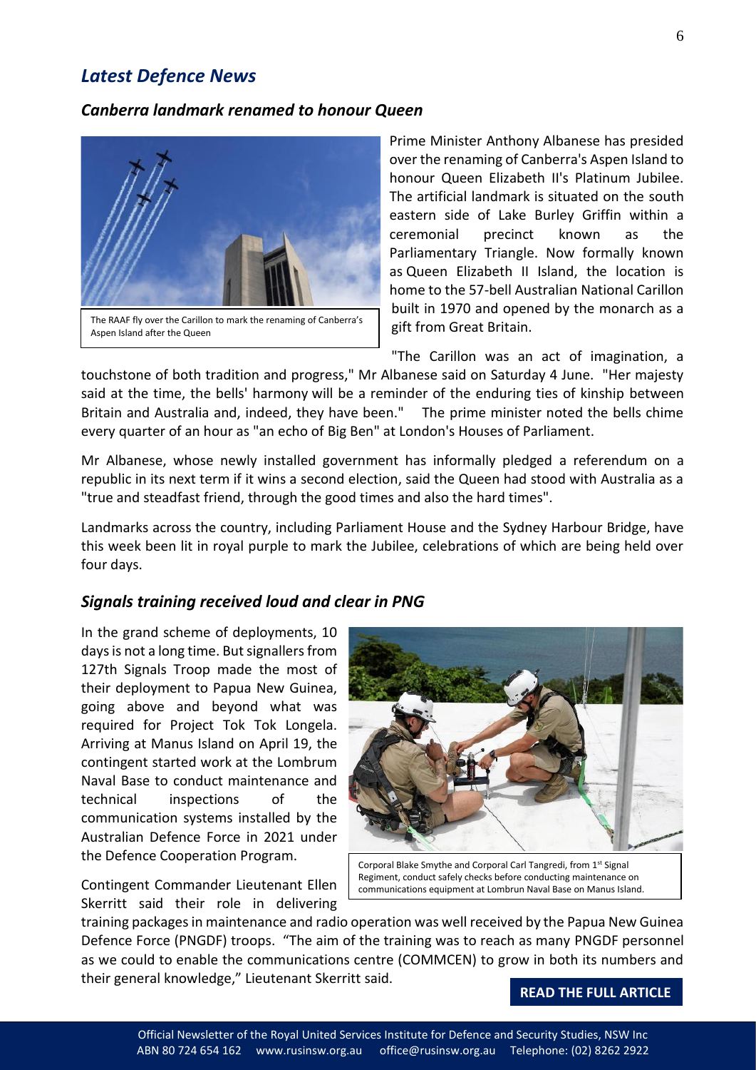## *Latest Defence News*

### *Canberra landmark renamed to honour Queen*

The RAAF fly over the Carillon to mark the renaming of Canberra's Aspen Island after the Queen

Prime Minister Anthony Albanese has presided over the renaming of Canberra's Aspen Island to honour Queen Elizabeth II's Platinum Jubilee. The artificial landmark is situated on the south eastern side of Lake Burley Griffin within a ceremonial precinct known as the Parliamentary Triangle. Now formally known as Queen Elizabeth II Island, the location is home to the 57-bell Australian National Carillon built in 1970 and opened by the monarch as a gift from Great Britain.

"The Carillon was an act of imagination, a touchstone of both tradition and progress," Mr Albanese said on Saturday 4 June. "Her majesty said at the time, the bells' harmony will be a reminder of the enduring ties of kinship between Britain and Australia and, indeed, they have been." The prime minister noted the bells chime every quarter of an hour as "an echo of Big Ben" at London's Houses of Parliament.

Mr Albanese, whose newly installed government has informally pledged a referendum on a republic in its next term if it wins a second election, said the Queen had stood with Australia as a "true and steadfast friend, through the good times and also the hard times".

Landmarks across the country, including Parliament House and the Sydney Harbour Bridge, have this week been lit in royal purple to mark the Jubilee, celebrations of which are being held over four days.

### *Signals training received loud and clear in PNG*

In the grand scheme of deployments, 10 days is not a long time. But signallers from 127th Signals Troop made the most of their deployment to Papua New Guinea, going above and beyond what was required for Project Tok Tok Longela. Arriving at Manus Island on April 19, the contingent started work at the Lombrum Naval Base to conduct maintenance and technical inspections of the communication systems installed by the Australian Defence Force in 2021 under the Defence Cooperation Program.

Corporal Blake Smythe and Corporal Carl Tangredi, from 1st Signal Regiment, conduct safely checks before conducting maintenance on communications equipment at Lombrun Naval Base on Manus Island.

Contingent Commander Lieutenant Ellen Skerritt said their role in delivering training packages in maintenance and radio operation was well received by the Papua New Guinea Defence Force (PNGDF) troops. "The aim of the training was to reach as many PNGDF personnel as we could to enable the communications centre (COMMCEN) to grow in both its numbers and their general knowledge," Lieutenant Skerritt said.

**READ THE FULL ARTICLE**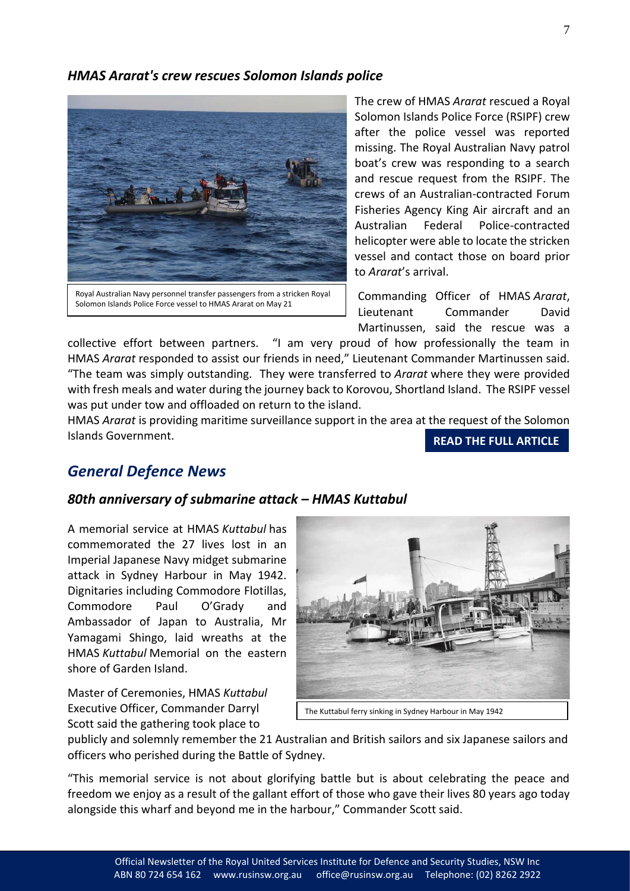### *HMAS Ararat's crew rescues Solomon Islands police*

Royal Australian Navy personnel transfer passengers from a stricken Royal Solomon Islands Police Force vessel to HMAS Ararat on May 21

The crew of HMAS *Ararat* rescued a Royal Solomon Islands Police Force (RSIPF) crew after the police vessel was reported missing. The Royal Australian Navy patrol boat's crew was responding to a search and rescue request from the RSIPF. The crews of an Australian-contracted Forum Fisheries Agency King Air aircraft and an Australian Federal Police-contracted helicopter were able to locate the stricken vessel and contact those on board prior to *Ararat*'s arrival.

Commanding Officer of HMAS *Ararat*, Lieutenant Commander David Martinussen, said the rescue was a collective effort between partners. "I am very proud of how professionally the team in HMAS *Ararat* responded to assist our friends in need," Lieutenant Commander Martinussen said. "The team was simply outstanding. They were transferred to *Ararat* where they were provided with fresh meals and water during the journey back to Korovou, Shortland Island. The RSIPF vessel was put under tow and offloaded on return to the island.

HMAS *Ararat* is providing maritime surveillance support in the area at the request of the Solomon Islands Government.

**READ THE FULL ARTICLE**

## *General Defence News*

### *80th anniversary of submarine attack – HMAS Kuttabul*

A memorial service at HMAS *Kuttabul* has commemorated the 27 lives lost in an Imperial Japanese Navy midget submarine attack in Sydney Harbour in May 1942. Dignitaries including Commodore Flotillas, Commodore Paul O'Grady and Ambassador of Japan to Australia, Mr Yamagami Shingo, laid wreaths at the HMAS *Kuttabul* Memorial on the eastern shore of Garden Island.

The Kuttabul ferry sinking in Sydney Harbour in May 1942

Master of Ceremonies, HMAS *Kuttabul* Executive Officer, Commander Darryl Scott said the gathering took place to publicly and solemnly remember the 21 Australian and British sailors and six Japanese sailors and officers who perished during the Battle of Sydney.

"This memorial service is not about glorifying battle but is about celebrating the peace and freedom we enjoy as a result of the gallant effort of those who gave their lives 80 years ago today alongside this wharf and beyond me in the harbour," Commander Scott said.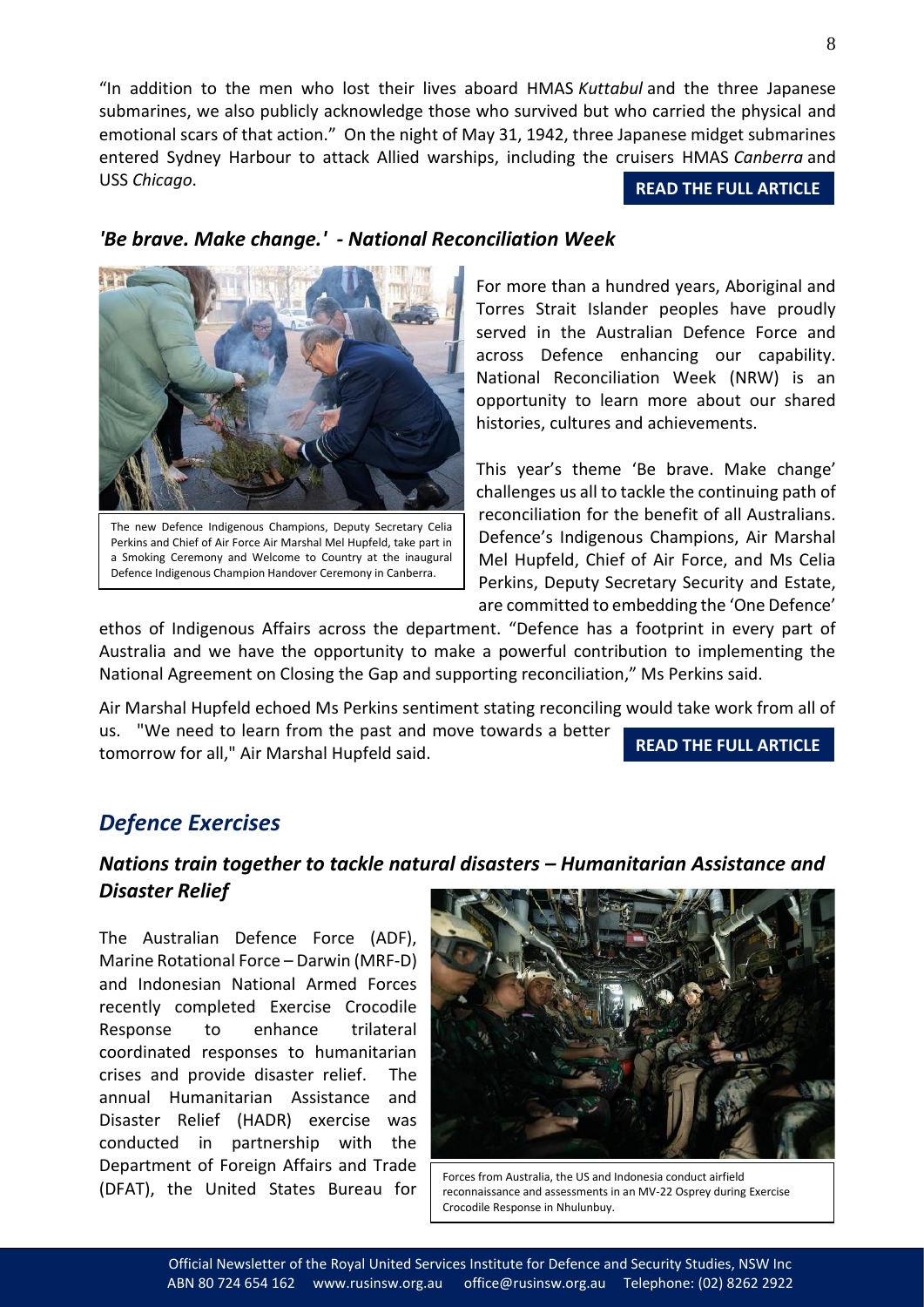"In addition to the men who lost their lives aboard HMAS *Kuttabul* and the three Japanese submarines, we also publicly acknowledge those who survived but who carried the physical and emotional scars of that action." On the night of May 31, 1942, three Japanese midget submarines entered Sydney Harbour to attack Allied warships, including the cruisers HMAS *Canberra* and USS *Chicago*.

**READ THE FULL ARTICLE**

### *'Be brave. Make change.' - National Reconciliation Week*

The new Defence Indigenous Champions, Deputy Secretary Celia Perkins and Chief of Air Force Air Marshal Mel Hupfeld, take part in a Smoking Ceremony and Welcome to Country at the inaugural Defence Indigenous Champion Handover Ceremony in Canberra.

For more than a hundred years, Aboriginal and Torres Strait Islander peoples have proudly served in the Australian Defence Force and across Defence enhancing our capability. National Reconciliation Week (NRW) is an opportunity to learn more about our shared histories, cultures and achievements.

This year's theme 'Be brave. Make change' challenges us all to tackle the continuing path of reconciliation for the benefit of all Australians. Defence's Indigenous Champions, Air Marshal Mel Hupfeld, Chief of Air Force, and Ms Celia Perkins, Deputy Secretary Security and Estate, are committed to embedding the 'One Defence' ethos of Indigenous Affairs across the department. "Defence has a footprint in every part of Australia and we have the opportunity to make a powerful contribution to implementing the National Agreement on Closing the Gap and supporting reconciliation," Ms Perkins said.

Air Marshal Hupfeld echoed Ms Perkins sentiment stating reconciling would take work from all of us. "We need to learn from the past and move towards a better tomorrow for all," Air Marshal Hupfeld said.

**READ THE FULL ARTICLE**

## *Defence Exercises*

### *Nations train together to tackle natural disasters – Humanitarian Assistance and Disaster Relief*

The Australian Defence Force (ADF), Marine Rotational Force – Darwin (MRF-D) and Indonesian National Armed Forces recently completed Exercise Crocodile Response to enhance trilateral coordinated responses to humanitarian crises and provide disaster relief. The annual Humanitarian Assistance and Disaster Relief (HADR) exercise was conducted in partnership with the Department of Foreign Affairs and Trade (DFAT), the United States Bureau for

Forces from Australia, the US and Indonesia conduct airfield reconnaissance and assessments in an MV-22 Osprey during Exercise Crocodile Response in Nhulunbuy.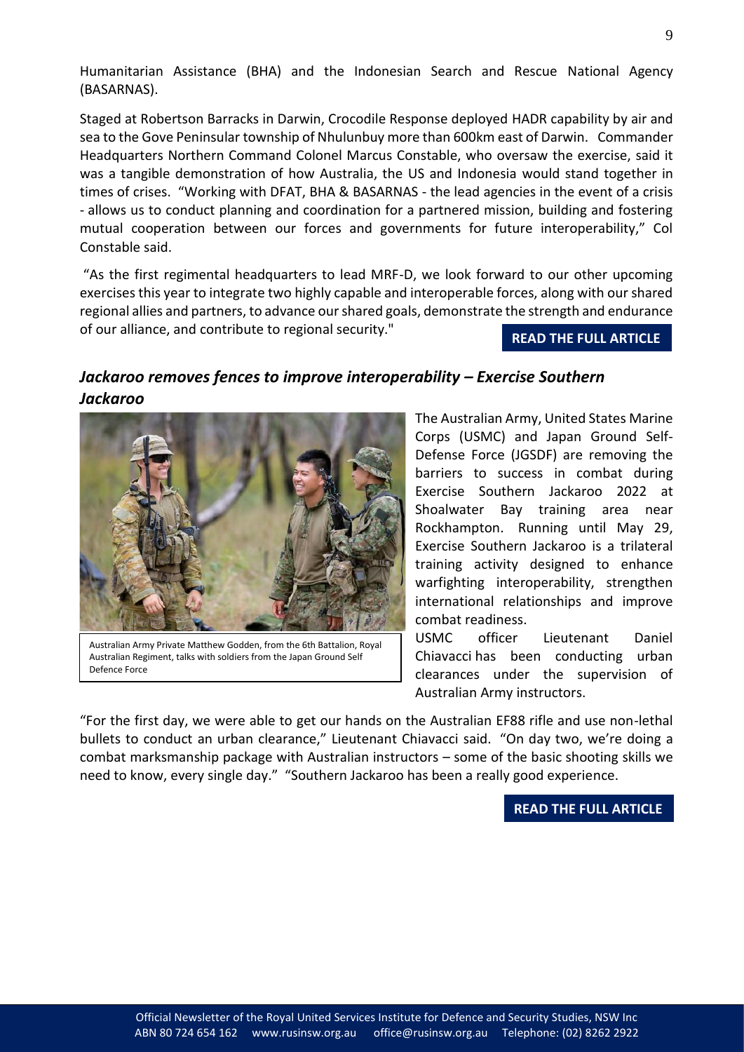Humanitarian Assistance (BHA) and the Indonesian Search and Rescue National Agency (BASARNAS).

Staged at Robertson Barracks in Darwin, Crocodile Response deployed HADR capability by air and sea to the Gove Peninsular township of Nhulunbuy more than 600km east of Darwin. Commander Headquarters Northern Command Colonel Marcus Constable, who oversaw the exercise, said it was a tangible demonstration of how Australia, the US and Indonesia would stand together in times of crises. "Working with DFAT, BHA & BASARNAS - the lead agencies in the event of a crisis - allows us to conduct planning and coordination for a partnered mission, building and fostering mutual cooperation between our forces and governments for future interoperability," Col Constable said.

"As the first regimental headquarters to lead MRF-D, we look forward to our other upcoming exercises this year to integrate two highly capable and interoperable forces, along with our shared regional allies and partners, to advance our shared goals, demonstrate the strength and endurance of our alliance, and contribute to regional security."

**READ THE FULL ARTICLE**

### *Jackaroo removes fences to improve interoperability – Exercise Southern Jackaroo*

Australian Army Private Matthew Godden, from the 6th Battalion, Royal Australian Regiment, talks with soldiers from the Japan Ground Self Defence Force

The Australian Army, United States Marine Corps (USMC) and Japan Ground Self-Defense Force (JGSDF) are removing the barriers to success in combat during Exercise Southern Jackaroo 2022 at Shoalwater Bay training area near Rockhampton. Running until May 29, Exercise Southern Jackaroo is a trilateral training activity designed to enhance warfighting interoperability, strengthen international relationships and improve combat readiness.

USMC officer Lieutenant Daniel Chiavacci has been conducting urban clearances under the supervision of Australian Army instructors.

"For the first day, we were able to get our hands on the Australian EF88 rifle and use non-lethal bullets to conduct an urban clearance," Lieutenant Chiavacci said. "On day two, we're doing a combat marksmanship package with Australian instructors – some of the basic shooting skills we need to know, every single day." "Southern Jackaroo has been a really good experience.

**READ THE FULL ARTICLE**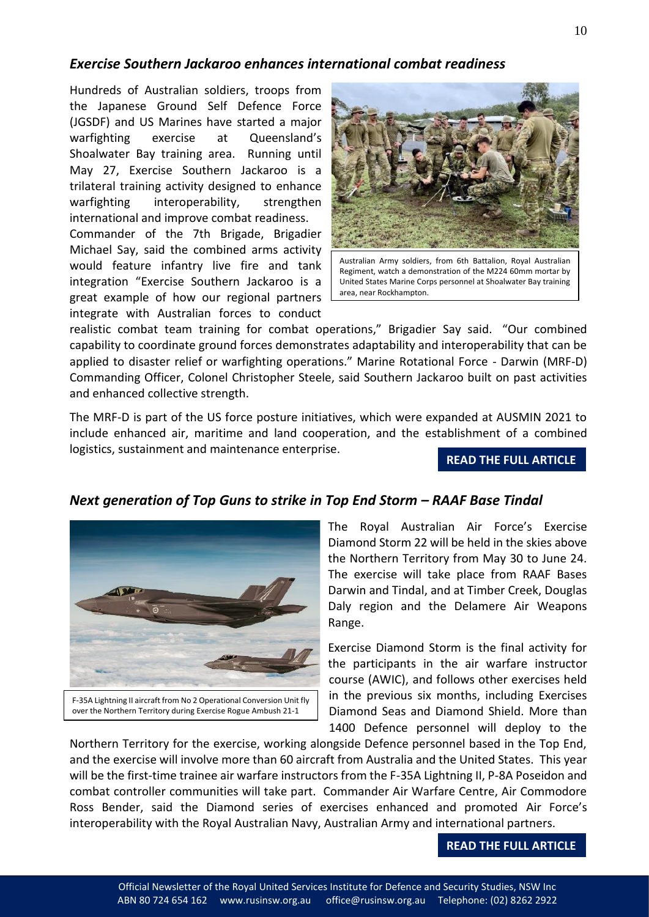### *Exercise Southern Jackaroo enhances international combat readiness*

Hundreds of Australian soldiers, troops from the Japanese Ground Self Defence Force (JGSDF) and US Marines have started a major warfighting exercise at Queensland's Shoalwater Bay training area. Running until May 27, Exercise Southern Jackaroo is a trilateral training activity designed to enhance warfighting interoperability, strengthen international and improve combat readiness.

Commander of the 7th Brigade, Brigadier Michael Say, said the combined arms activity would feature infantry live fire and tank integration "Exercise Southern Jackaroo is a great example of how our regional partners integrate with Australian forces to conduct realistic combat team training for combat operations," Brigadier Say said. "Our combined capability to coordinate ground forces demonstrates adaptability and interoperability that can be applied to disaster relief or warfighting operations." Marine Rotational Force - Darwin (MRF-D) Commanding Officer, Colonel Christopher Steele, said Southern Jackaroo built on past activities and enhanced collective strength.

Australian Army soldiers, from 6th Battalion, Royal Australian Regiment, watch a demonstration of the M224 60mm mortar by United States Marine Corps personnel at Shoalwater Bay training area, near Rockhampton.

The MRF-D is part of the US force posture initiatives, which were expanded at AUSMIN 2021 to include enhanced air, maritime and land cooperation, and the establishment of a combined logistics, sustainment and maintenance enterprise.

**READ THE FULL ARTICLE**

### *Next generation of Top Guns to strike in Top End Storm – RAAF Base Tindal*

F-35A Lightning II aircraft from No 2 Operational Conversion Unit fly over the Northern Territory during Exercise Rogue Ambush 21-1

The Royal Australian Air Force's Exercise Diamond Storm 22 will be held in the skies above the Northern Territory from May 30 to June 24. The exercise will take place from RAAF Bases Darwin and Tindal, and at Timber Creek, Douglas Daly region and the Delamere Air Weapons Range.

Exercise Diamond Storm is the final activity for the participants in the air warfare instructor course (AWIC), and follows other exercises held in the previous six months, including Exercises Diamond Seas and Diamond Shield. More than 1400 Defence personnel will deploy to the Northern Territory for the exercise, working alongside Defence personnel based in the Top End, and the exercise will involve more than 60 aircraft from Australia and the United States. This year will be the first-time trainee air warfare instructors from the F-35A Lightning II, P-8A Poseidon and combat controller communities will take part. Commander Air Warfare Centre, Air Commodore Ross Bender, said the Diamond series of exercises enhanced and promoted Air Force's interoperability with the Royal Australian Navy, Australian Army and international partners.

**READ THE FULL ARTICLE**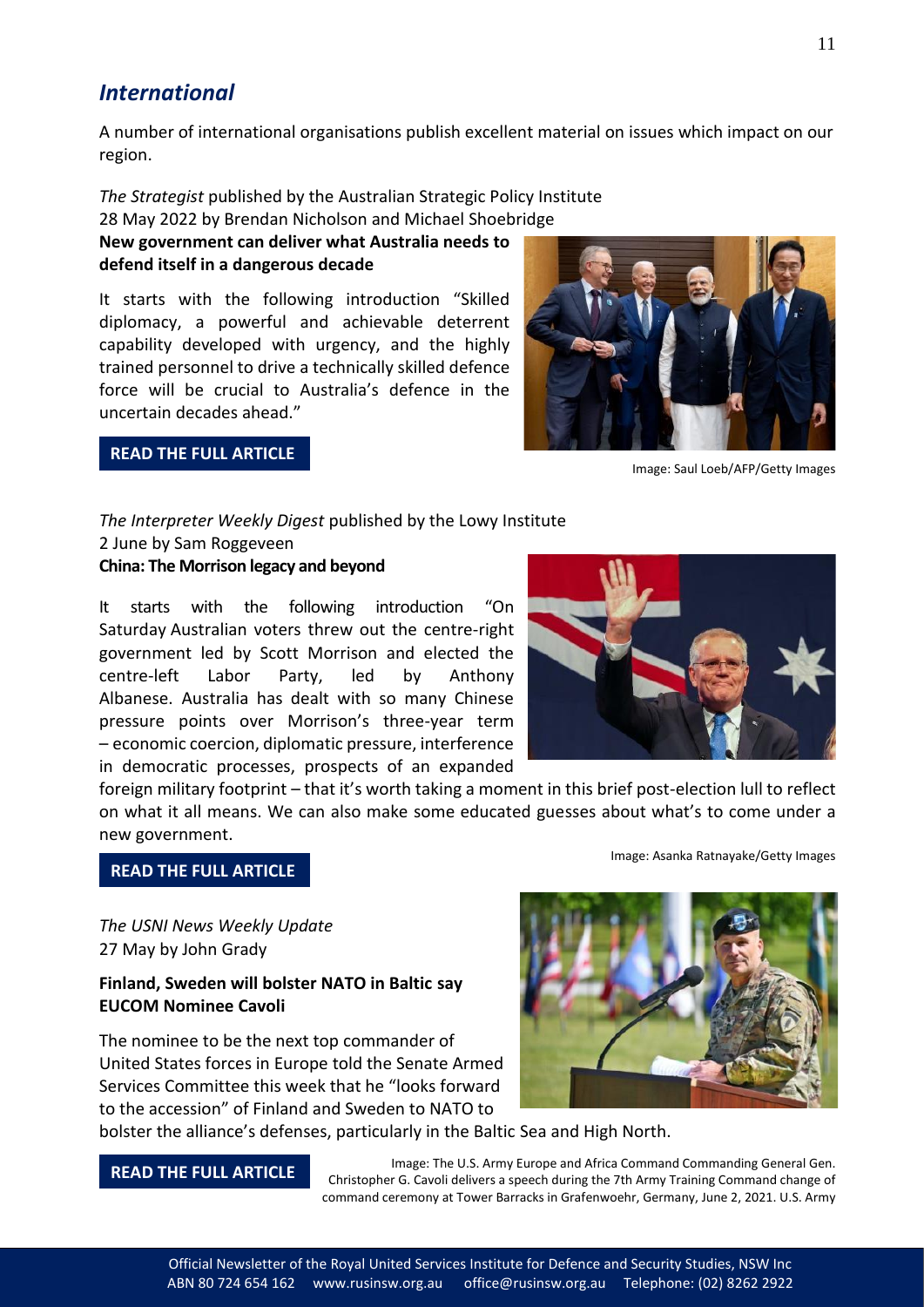## *International*

A number of international organisations publish excellent material on issues which impact on our region.

*The Strategist* published by the Australian Strategic Policy Institute
28 May 2022 by Brendan Nicholson and Michael Shoebridge

**New government can deliver what Australia needs to defend itself in a dangerous decade**

It starts with the following introduction "Skilled diplomacy, a powerful and achievable deterrent capability developed with urgency, and the highly trained personnel to drive a technically skilled defence force will be crucial to Australia's defence in the uncertain decades ahead."

**READ THE FULL ARTICLE**

Image: Saul Loeb/AFP/Getty Images

*The Interpreter Weekly Digest* published by the Lowy Institute
2 June by Sam Roggeveen

**China: The Morrison legacy and beyond**

It starts with the following introduction "On Saturday Australian voters threw out the centre-right government led by Scott Morrison and elected the centre-left Labor Party, led by Anthony Albanese. Australia has dealt with so many Chinese pressure points over Morrison's three-year term – economic coercion, diplomatic pressure, interference in democratic processes, prospects of an expanded foreign military footprint – that it's worth taking a moment in this brief post-election lull to reflect on what it all means. We can also make some educated guesses about what's to come under a new government.

Image: Asanka Ratnayake/Getty Images

**READ THE FULL ARTICLE**

*The USNI News Weekly Update*
27 May by John Grady

**Finland, Sweden will bolster NATO in Baltic say EUCOM Nominee Cavoli**

The nominee to be the next top commander of United States forces in Europe told the Senate Armed Services Committee this week that he "looks forward to the accession" of Finland and Sweden to NATO to bolster the alliance's defenses, particularly in the Baltic Sea and High North.

**READ THE FULL ARTICLE**

Image: The U.S. Army Europe and Africa Command Commanding General Gen. Christopher G. Cavoli delivers a speech during the 7th Army Training Command change of command ceremony at Tower Barracks in Grafenwoehr, Germany, June 2, 2021. U.S. Army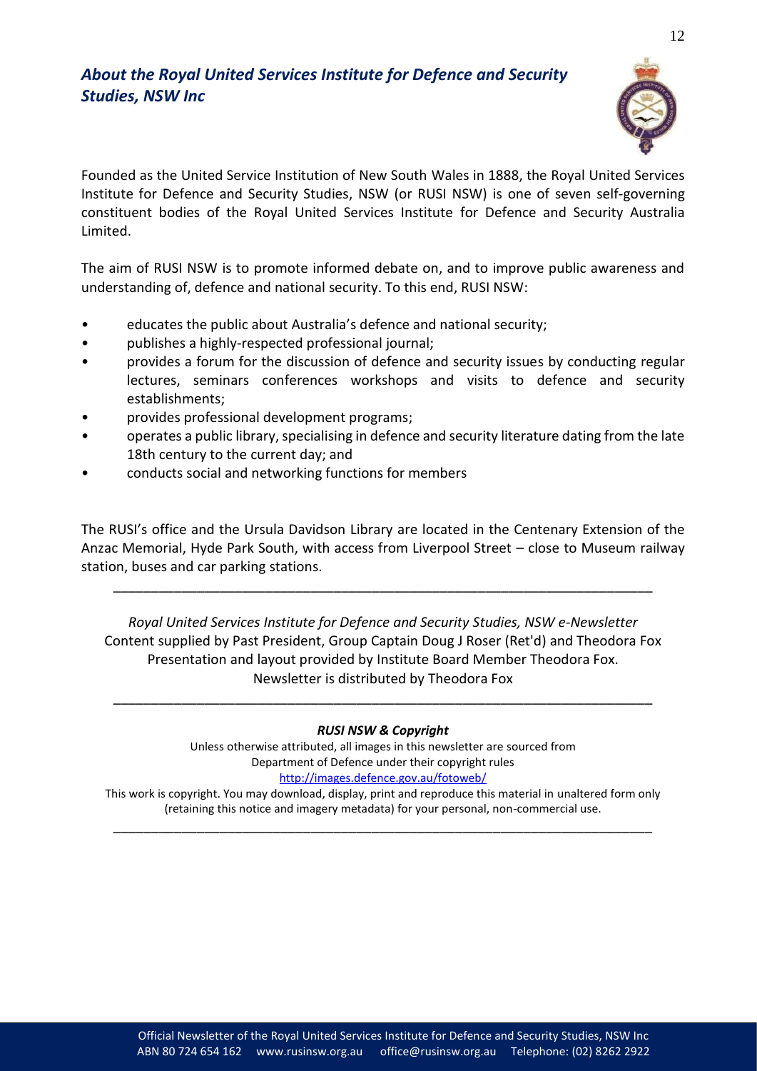## *About the Royal United Services Institute for Defence and Security Studies, NSW Inc*

Founded as the United Service Institution of New South Wales in 1888, the Royal United Services Institute for Defence and Security Studies, NSW (or RUSI NSW) is one of seven self-governing constituent bodies of the Royal United Services Institute for Defence and Security Australia Limited.

The aim of RUSI NSW is to promote informed debate on, and to improve public awareness and understanding of, defence and national security. To this end, RUSI NSW:

- educates the public about Australia's defence and national security;
- publishes a highly-respected professional journal;
- provides a forum for the discussion of defence and security issues by conducting regular lectures, seminars conferences workshops and visits to defence and security establishments;
- provides professional development programs;
- operates a public library, specialising in defence and security literature dating from the late 18th century to the current day; and
- conducts social and networking functions for members

The RUSI's office and the Ursula Davidson Library are located in the Centenary Extension of the Anzac Memorial, Hyde Park South, with access from Liverpool Street – close to Museum railway station, buses and car parking stations.

---

*Royal United Services Institute for Defence and Security Studies, NSW e-Newsletter*
Content supplied by Past President, Group Captain Doug J Roser (Ret'd) and Theodora Fox
Presentation and layout provided by Institute Board Member Theodora Fox.
Newsletter is distributed by Theodora Fox

---

***RUSI NSW & Copyright***

Unless otherwise attributed, all images in this newsletter are sourced from Department of Defence under their copyright rules
http://images.defence.gov.au/fotoweb/

This work is copyright. You may download, display, print and reproduce this material in unaltered form only (retaining this notice and imagery metadata) for your personal, non-commercial use.

---

Official Newsletter of the Royal United Services Institute for Defence and Security Studies, NSW Inc
ABN 80 724 654 162 www.rusinsw.org.au office@rusinsw.org.au Telephone: (02) 8262 2922